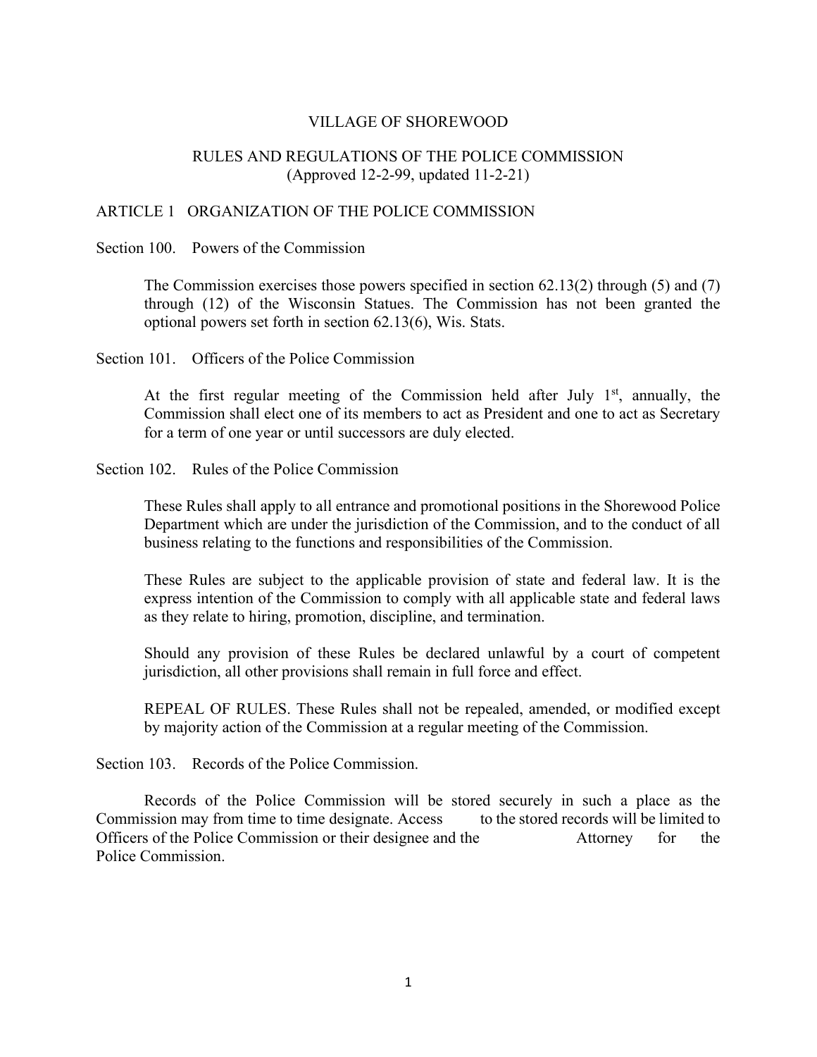# VILLAGE OF SHOREWOOD

## RULES AND REGULATIONS OF THE POLICE COMMISSION
(Approved 12-2-99, updated 11-2-21)

## ARTICLE 1 ORGANIZATION OF THE POLICE COMMISSION

### Section 100. Powers of the Commission

The Commission exercises those powers specified in section 62.13(2) through (5) and (7) through (12) of the Wisconsin Statues. The Commission has not been granted the optional powers set forth in section 62.13(6), Wis. Stats.

### Section 101. Officers of the Police Commission

At the first regular meeting of the Commission held after July 1st, annually, the Commission shall elect one of its members to act as President and one to act as Secretary for a term of one year or until successors are duly elected.

### Section 102. Rules of the Police Commission

These Rules shall apply to all entrance and promotional positions in the Shorewood Police Department which are under the jurisdiction of the Commission, and to the conduct of all business relating to the functions and responsibilities of the Commission.

These Rules are subject to the applicable provision of state and federal law. It is the express intention of the Commission to comply with all applicable state and federal laws as they relate to hiring, promotion, discipline, and termination.

Should any provision of these Rules be declared unlawful by a court of competent jurisdiction, all other provisions shall remain in full force and effect.

REPEAL OF RULES. These Rules shall not be repealed, amended, or modified except by majority action of the Commission at a regular meeting of the Commission.

### Section 103. Records of the Police Commission.

Records of the Police Commission will be stored securely in such a place as the Commission may from time to time designate. Access to the stored records will be limited to Officers of the Police Commission or their designee and the Attorney for the Police Commission.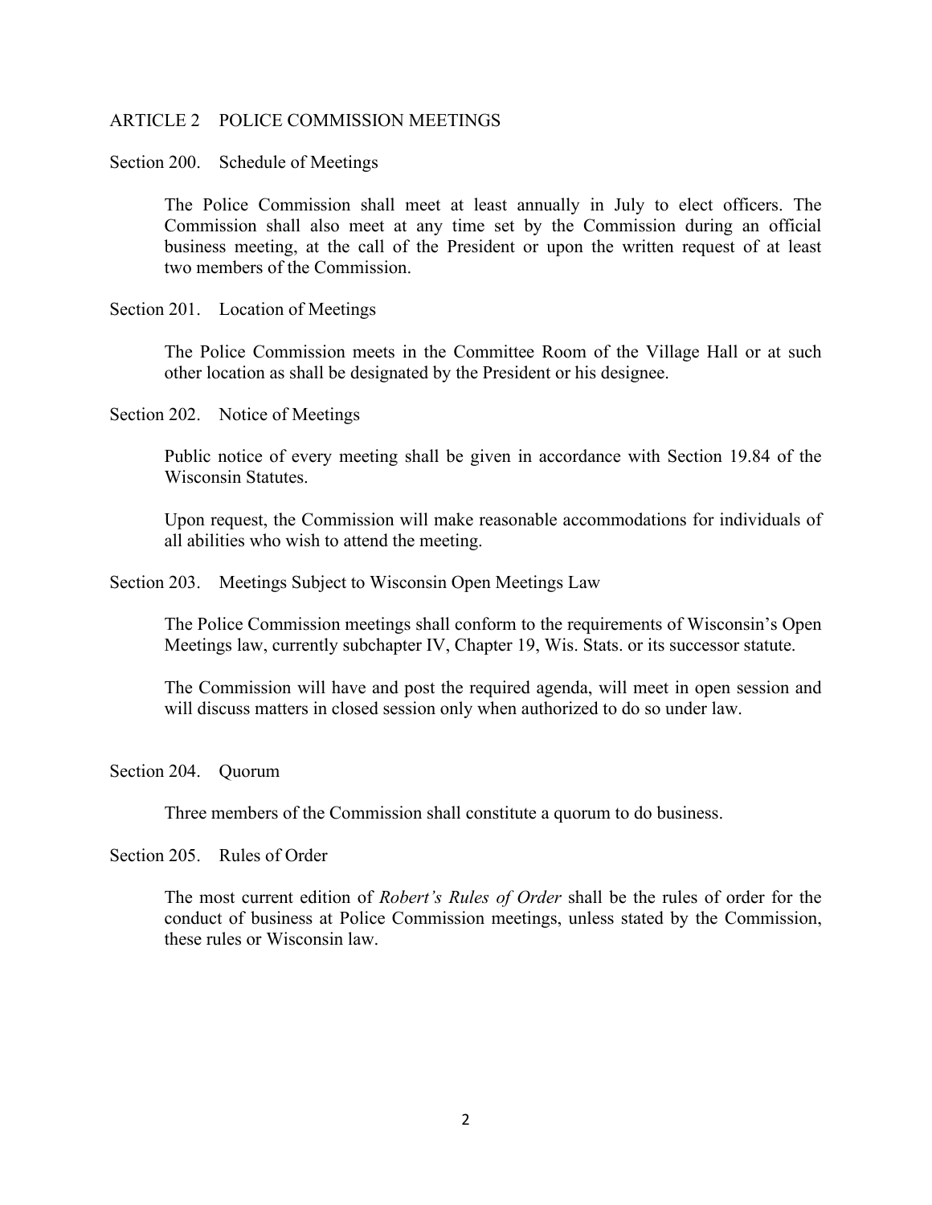## ARTICLE 2 POLICE COMMISSION MEETINGS

### Section 200. Schedule of Meetings

The Police Commission shall meet at least annually in July to elect officers. The Commission shall also meet at any time set by the Commission during an official business meeting, at the call of the President or upon the written request of at least two members of the Commission.

### Section 201. Location of Meetings

The Police Commission meets in the Committee Room of the Village Hall or at such other location as shall be designated by the President or his designee.

### Section 202. Notice of Meetings

Public notice of every meeting shall be given in accordance with Section 19.84 of the Wisconsin Statutes.

Upon request, the Commission will make reasonable accommodations for individuals of all abilities who wish to attend the meeting.

### Section 203. Meetings Subject to Wisconsin Open Meetings Law

The Police Commission meetings shall conform to the requirements of Wisconsin's Open Meetings law, currently subchapter IV, Chapter 19, Wis. Stats. or its successor statute.

The Commission will have and post the required agenda, will meet in open session and will discuss matters in closed session only when authorized to do so under law.

### Section 204. Quorum

Three members of the Commission shall constitute a quorum to do business.

### Section 205. Rules of Order

The most current edition of *Robert's Rules of Order* shall be the rules of order for the conduct of business at Police Commission meetings, unless stated by the Commission, these rules or Wisconsin law.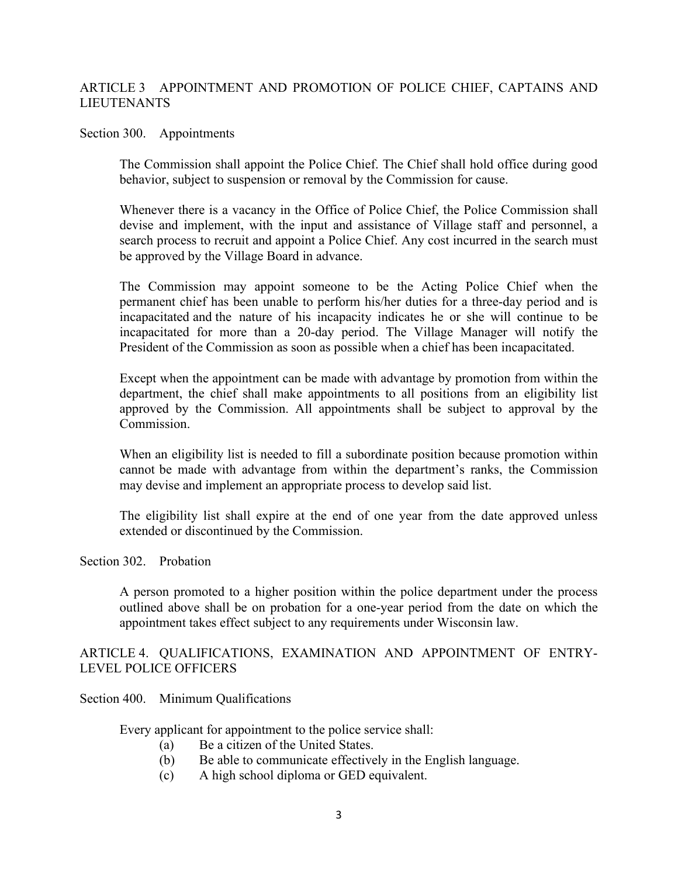## ARTICLE 3 APPOINTMENT AND PROMOTION OF POLICE CHIEF, CAPTAINS AND LIEUTENANTS

### Section 300. Appointments

The Commission shall appoint the Police Chief. The Chief shall hold office during good behavior, subject to suspension or removal by the Commission for cause.

Whenever there is a vacancy in the Office of Police Chief, the Police Commission shall devise and implement, with the input and assistance of Village staff and personnel, a search process to recruit and appoint a Police Chief. Any cost incurred in the search must be approved by the Village Board in advance.

The Commission may appoint someone to be the Acting Police Chief when the permanent chief has been unable to perform his/her duties for a three-day period and is incapacitated and the nature of his incapacity indicates he or she will continue to be incapacitated for more than a 20-day period. The Village Manager will notify the President of the Commission as soon as possible when a chief has been incapacitated.

Except when the appointment can be made with advantage by promotion from within the department, the chief shall make appointments to all positions from an eligibility list approved by the Commission. All appointments shall be subject to approval by the Commission.

When an eligibility list is needed to fill a subordinate position because promotion within cannot be made with advantage from within the department's ranks, the Commission may devise and implement an appropriate process to develop said list.

The eligibility list shall expire at the end of one year from the date approved unless extended or discontinued by the Commission.

### Section 302. Probation

A person promoted to a higher position within the police department under the process outlined above shall be on probation for a one-year period from the date on which the appointment takes effect subject to any requirements under Wisconsin law.

## ARTICLE 4. QUALIFICATIONS, EXAMINATION AND APPOINTMENT OF ENTRY-LEVEL POLICE OFFICERS

### Section 400. Minimum Qualifications

Every applicant for appointment to the police service shall:

- (a) Be a citizen of the United States.
- (b) Be able to communicate effectively in the English language.
- (c) A high school diploma or GED equivalent.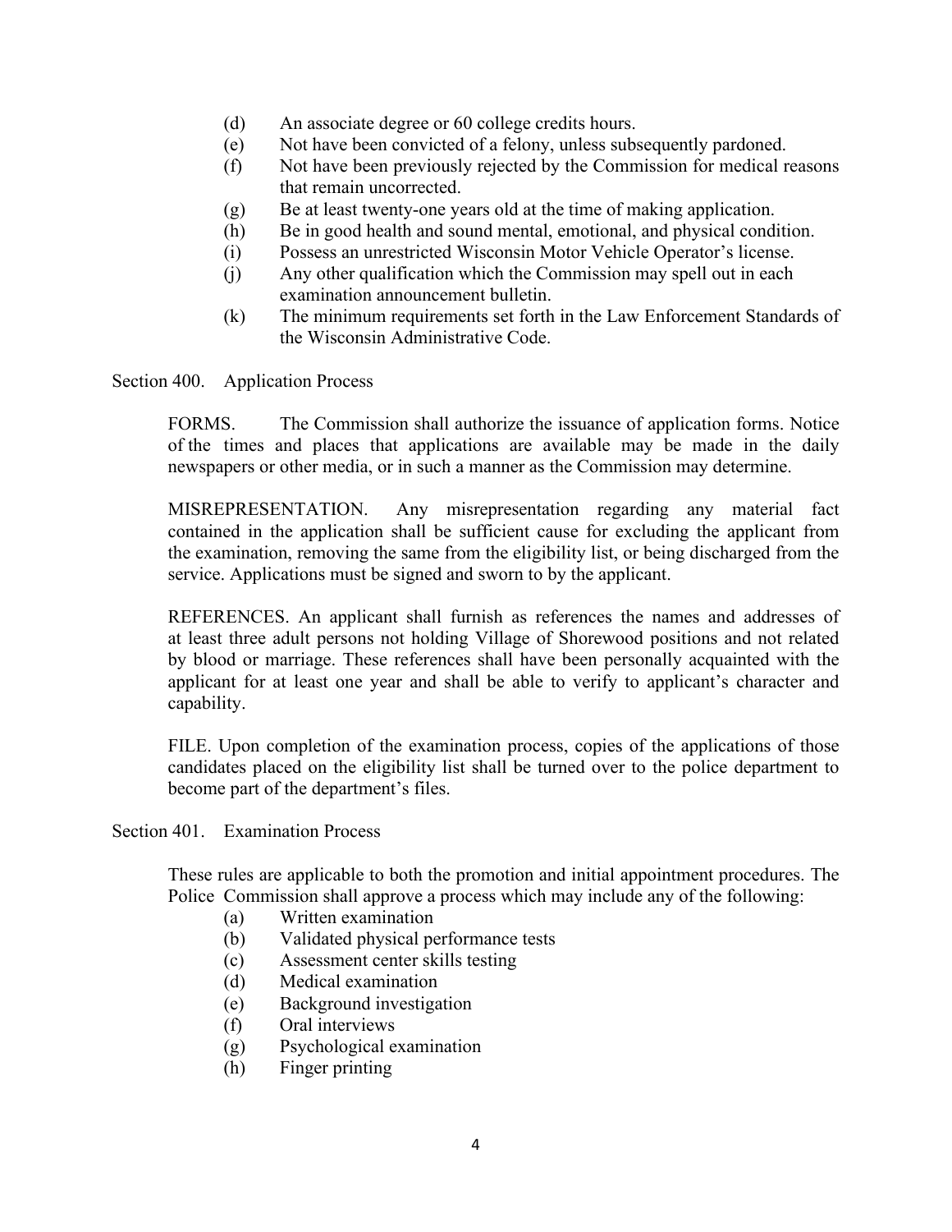(d) An associate degree or 60 college credits hours.
(e) Not have been convicted of a felony, unless subsequently pardoned.
(f) Not have been previously rejected by the Commission for medical reasons that remain uncorrected.
(g) Be at least twenty-one years old at the time of making application.
(h) Be in good health and sound mental, emotional, and physical condition.
(i) Possess an unrestricted Wisconsin Motor Vehicle Operator's license.
(j) Any other qualification which the Commission may spell out in each examination announcement bulletin.
(k) The minimum requirements set forth in the Law Enforcement Standards of the Wisconsin Administrative Code.

Section 400. Application Process

FORMS. The Commission shall authorize the issuance of application forms. Notice of the times and places that applications are available may be made in the daily newspapers or other media, or in such a manner as the Commission may determine.

MISREPRESENTATION. Any misrepresentation regarding any material fact contained in the application shall be sufficient cause for excluding the applicant from the examination, removing the same from the eligibility list, or being discharged from the service. Applications must be signed and sworn to by the applicant.

REFERENCES. An applicant shall furnish as references the names and addresses of at least three adult persons not holding Village of Shorewood positions and not related by blood or marriage. These references shall have been personally acquainted with the applicant for at least one year and shall be able to verify to applicant's character and capability.

FILE. Upon completion of the examination process, copies of the applications of those candidates placed on the eligibility list shall be turned over to the police department to become part of the department's files.

Section 401. Examination Process

These rules are applicable to both the promotion and initial appointment procedures. The Police Commission shall approve a process which may include any of the following:

(a) Written examination
(b) Validated physical performance tests
(c) Assessment center skills testing
(d) Medical examination
(e) Background investigation
(f) Oral interviews
(g) Psychological examination
(h) Finger printing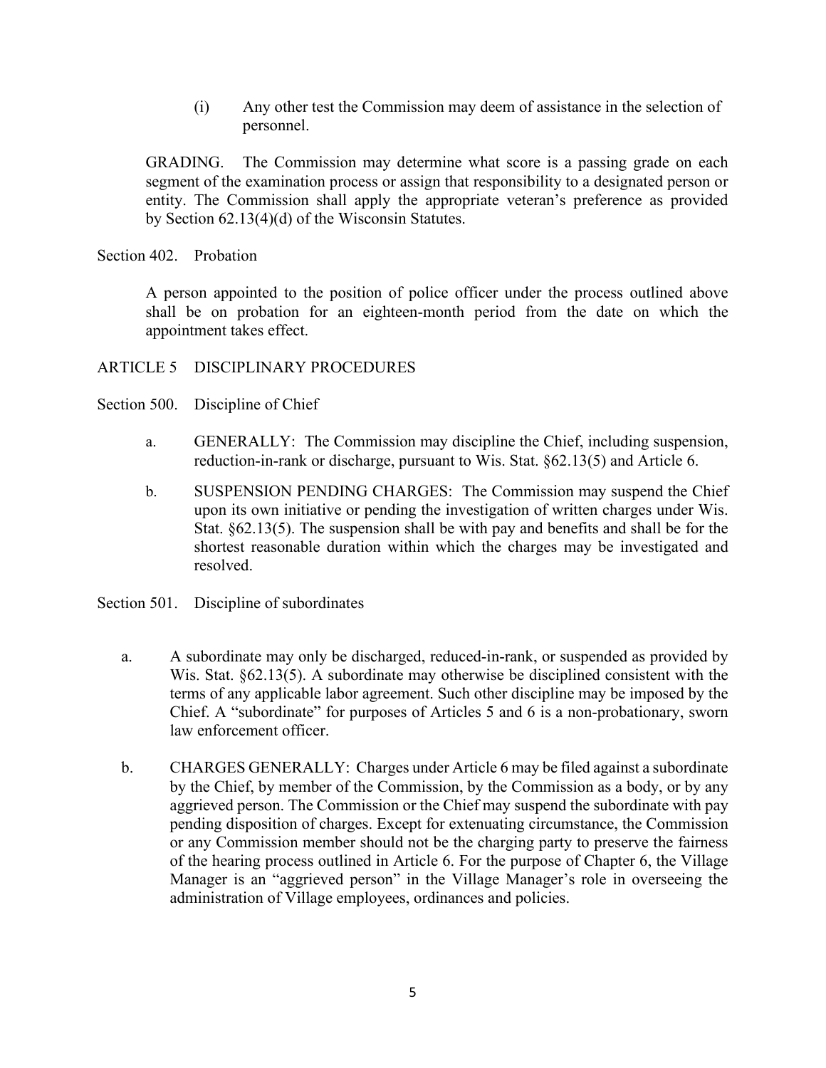(i) Any other test the Commission may deem of assistance in the selection of personnel.

GRADING. The Commission may determine what score is a passing grade on each segment of the examination process or assign that responsibility to a designated person or entity. The Commission shall apply the appropriate veteran's preference as provided by Section 62.13(4)(d) of the Wisconsin Statutes.

Section 402. Probation

A person appointed to the position of police officer under the process outlined above shall be on probation for an eighteen-month period from the date on which the appointment takes effect.

ARTICLE 5 DISCIPLINARY PROCEDURES

Section 500. Discipline of Chief

a. GENERALLY: The Commission may discipline the Chief, including suspension, reduction-in-rank or discharge, pursuant to Wis. Stat. §62.13(5) and Article 6.

b. SUSPENSION PENDING CHARGES: The Commission may suspend the Chief upon its own initiative or pending the investigation of written charges under Wis. Stat. §62.13(5). The suspension shall be with pay and benefits and shall be for the shortest reasonable duration within which the charges may be investigated and resolved.

Section 501. Discipline of subordinates

a. A subordinate may only be discharged, reduced-in-rank, or suspended as provided by Wis. Stat. §62.13(5). A subordinate may otherwise be disciplined consistent with the terms of any applicable labor agreement. Such other discipline may be imposed by the Chief. A "subordinate" for purposes of Articles 5 and 6 is a non-probationary, sworn law enforcement officer.

b. CHARGES GENERALLY: Charges under Article 6 may be filed against a subordinate by the Chief, by member of the Commission, by the Commission as a body, or by any aggrieved person. The Commission or the Chief may suspend the subordinate with pay pending disposition of charges. Except for extenuating circumstance, the Commission or any Commission member should not be the charging party to preserve the fairness of the hearing process outlined in Article 6. For the purpose of Chapter 6, the Village Manager is an "aggrieved person" in the Village Manager's role in overseeing the administration of Village employees, ordinances and policies.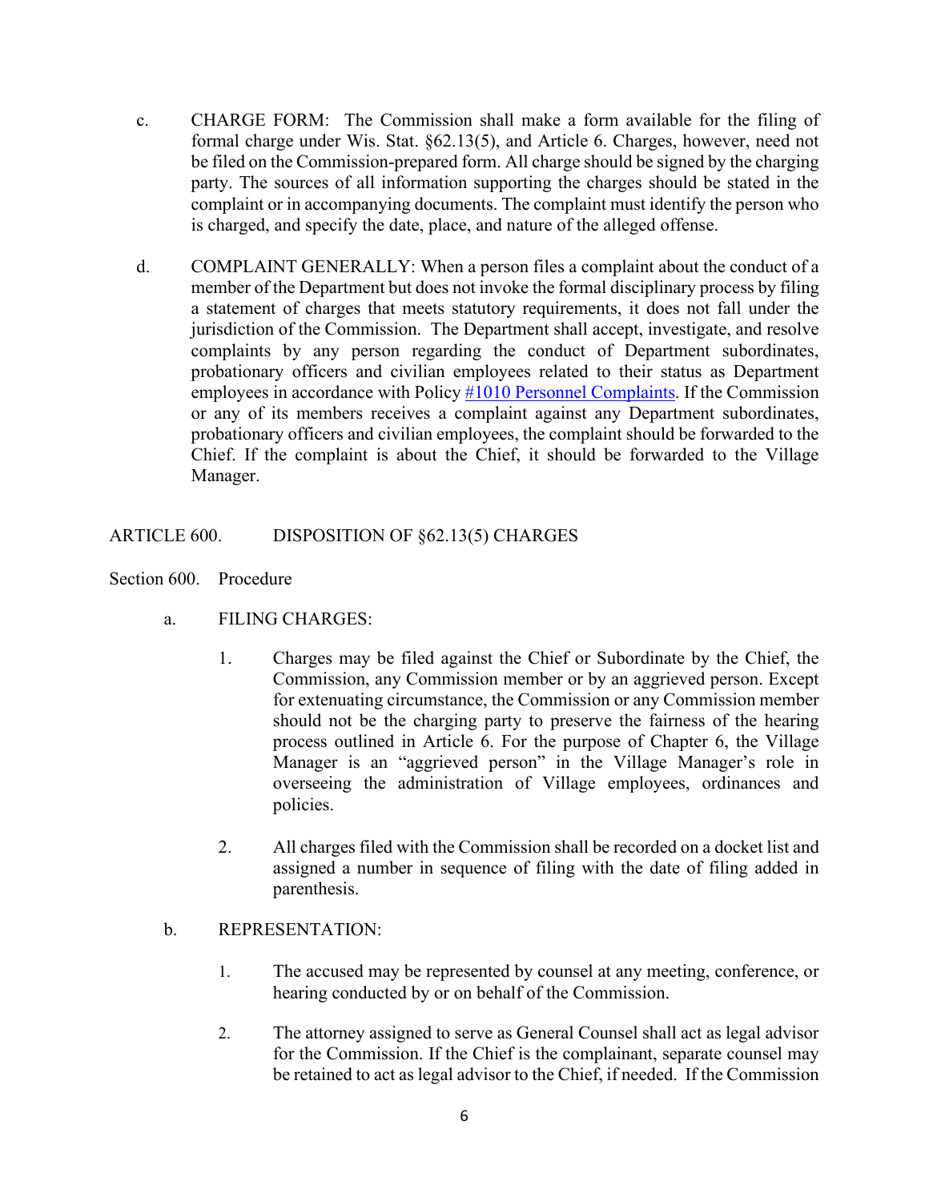c. CHARGE FORM: The Commission shall make a form available for the filing of formal charge under Wis. Stat. §62.13(5), and Article 6. Charges, however, need not be filed on the Commission-prepared form. All charge should be signed by the charging party. The sources of all information supporting the charges should be stated in the complaint or in accompanying documents. The complaint must identify the person who is charged, and specify the date, place, and nature of the alleged offense.

d. COMPLAINT GENERALLY: When a person files a complaint about the conduct of a member of the Department but does not invoke the formal disciplinary process by filing a statement of charges that meets statutory requirements, it does not fall under the jurisdiction of the Commission. The Department shall accept, investigate, and resolve complaints by any person regarding the conduct of Department subordinates, probationary officers and civilian employees related to their status as Department employees in accordance with Policy #1010 Personnel Complaints. If the Commission or any of its members receives a complaint against any Department subordinates, probationary officers and civilian employees, the complaint should be forwarded to the Chief. If the complaint is about the Chief, it should be forwarded to the Village Manager.

## ARTICLE 600. DISPOSITION OF §62.13(5) CHARGES

### Section 600. Procedure

a. FILING CHARGES:

1. Charges may be filed against the Chief or Subordinate by the Chief, the Commission, any Commission member or by an aggrieved person. Except for extenuating circumstance, the Commission or any Commission member should not be the charging party to preserve the fairness of the hearing process outlined in Article 6. For the purpose of Chapter 6, the Village Manager is an "aggrieved person" in the Village Manager's role in overseeing the administration of Village employees, ordinances and policies.

2. All charges filed with the Commission shall be recorded on a docket list and assigned a number in sequence of filing with the date of filing added in parenthesis.

b. REPRESENTATION:

1. The accused may be represented by counsel at any meeting, conference, or hearing conducted by or on behalf of the Commission.

2. The attorney assigned to serve as General Counsel shall act as legal advisor for the Commission. If the Chief is the complainant, separate counsel may be retained to act as legal advisor to the Chief, if needed. If the Commission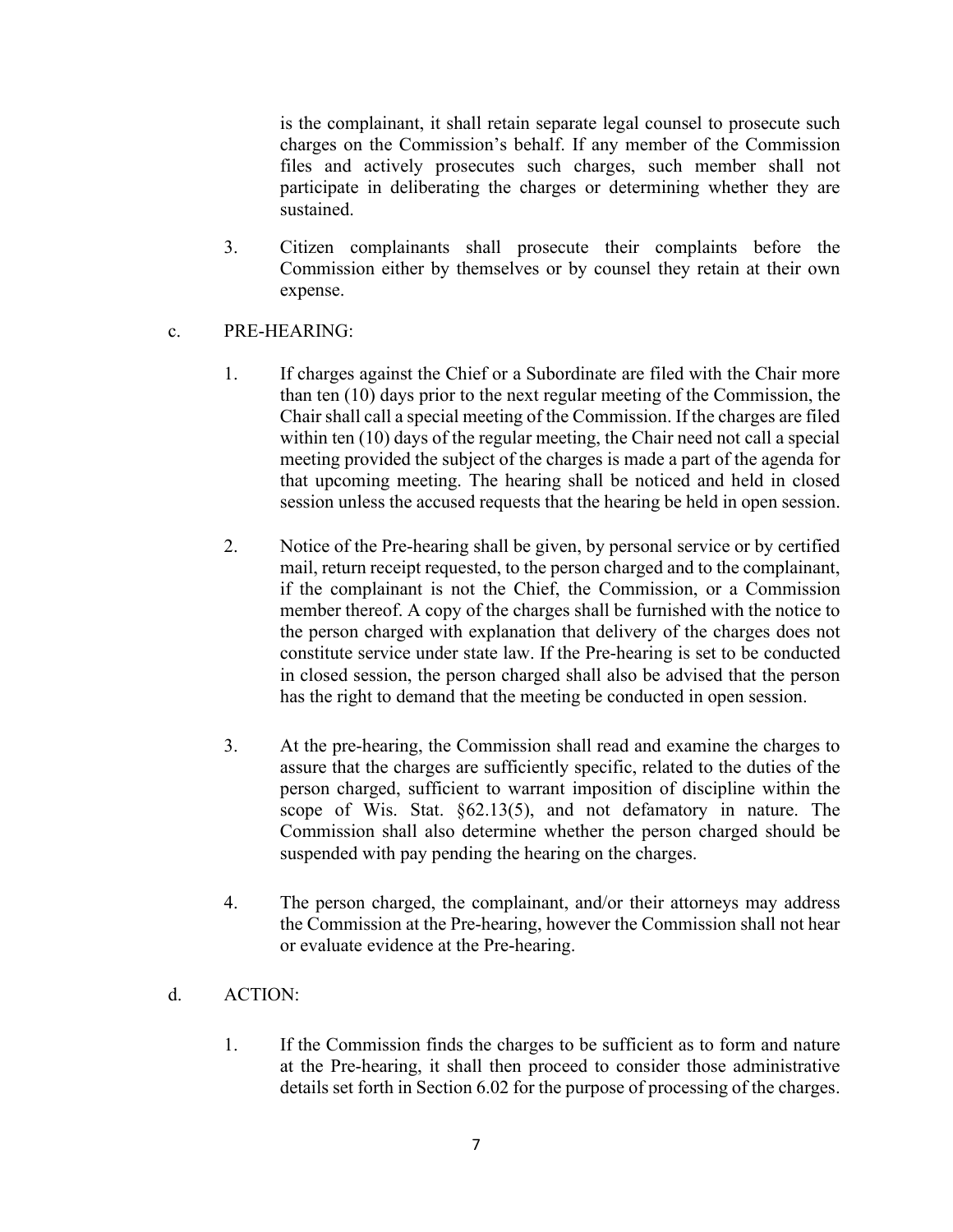is the complainant, it shall retain separate legal counsel to prosecute such charges on the Commission's behalf. If any member of the Commission files and actively prosecutes such charges, such member shall not participate in deliberating the charges or determining whether they are sustained.

3. Citizen complainants shall prosecute their complaints before the Commission either by themselves or by counsel they retain at their own expense.

c. PRE-HEARING:

1. If charges against the Chief or a Subordinate are filed with the Chair more than ten (10) days prior to the next regular meeting of the Commission, the Chair shall call a special meeting of the Commission. If the charges are filed within ten (10) days of the regular meeting, the Chair need not call a special meeting provided the subject of the charges is made a part of the agenda for that upcoming meeting. The hearing shall be noticed and held in closed session unless the accused requests that the hearing be held in open session.

2. Notice of the Pre-hearing shall be given, by personal service or by certified mail, return receipt requested, to the person charged and to the complainant, if the complainant is not the Chief, the Commission, or a Commission member thereof. A copy of the charges shall be furnished with the notice to the person charged with explanation that delivery of the charges does not constitute service under state law. If the Pre-hearing is set to be conducted in closed session, the person charged shall also be advised that the person has the right to demand that the meeting be conducted in open session.

3. At the pre-hearing, the Commission shall read and examine the charges to assure that the charges are sufficiently specific, related to the duties of the person charged, sufficient to warrant imposition of discipline within the scope of Wis. Stat. §62.13(5), and not defamatory in nature. The Commission shall also determine whether the person charged should be suspended with pay pending the hearing on the charges.

4. The person charged, the complainant, and/or their attorneys may address the Commission at the Pre-hearing, however the Commission shall not hear or evaluate evidence at the Pre-hearing.

d. ACTION:

1. If the Commission finds the charges to be sufficient as to form and nature at the Pre-hearing, it shall then proceed to consider those administrative details set forth in Section 6.02 for the purpose of processing of the charges.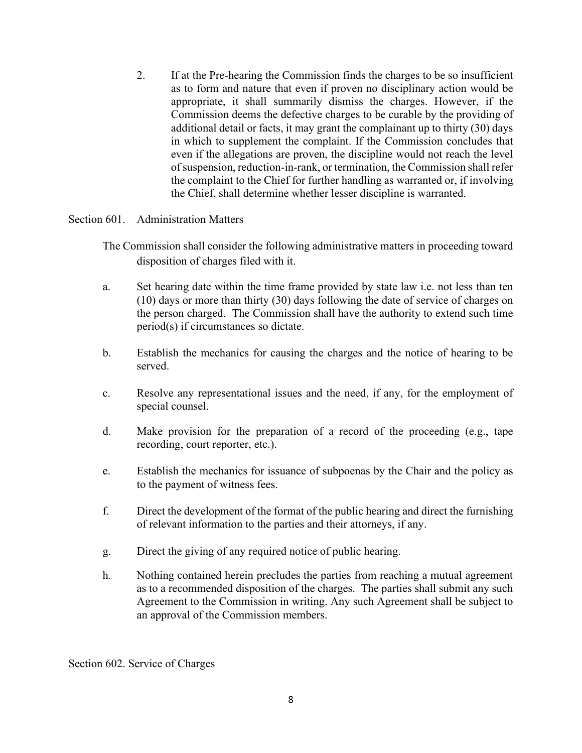2. If at the Pre-hearing the Commission finds the charges to be so insufficient as to form and nature that even if proven no disciplinary action would be appropriate, it shall summarily dismiss the charges. However, if the Commission deems the defective charges to be curable by the providing of additional detail or facts, it may grant the complainant up to thirty (30) days in which to supplement the complaint. If the Commission concludes that even if the allegations are proven, the discipline would not reach the level of suspension, reduction-in-rank, or termination, the Commission shall refer the complaint to the Chief for further handling as warranted or, if involving the Chief, shall determine whether lesser discipline is warranted.

Section 601. Administration Matters

The Commission shall consider the following administrative matters in proceeding toward disposition of charges filed with it.

a. Set hearing date within the time frame provided by state law i.e. not less than ten (10) days or more than thirty (30) days following the date of service of charges on the person charged. The Commission shall have the authority to extend such time period(s) if circumstances so dictate.

b. Establish the mechanics for causing the charges and the notice of hearing to be served.

c. Resolve any representational issues and the need, if any, for the employment of special counsel.

d. Make provision for the preparation of a record of the proceeding (e.g., tape recording, court reporter, etc.).

e. Establish the mechanics for issuance of subpoenas by the Chair and the policy as to the payment of witness fees.

f. Direct the development of the format of the public hearing and direct the furnishing of relevant information to the parties and their attorneys, if any.

g. Direct the giving of any required notice of public hearing.

h. Nothing contained herein precludes the parties from reaching a mutual agreement as to a recommended disposition of the charges. The parties shall submit any such Agreement to the Commission in writing. Any such Agreement shall be subject to an approval of the Commission members.

Section 602. Service of Charges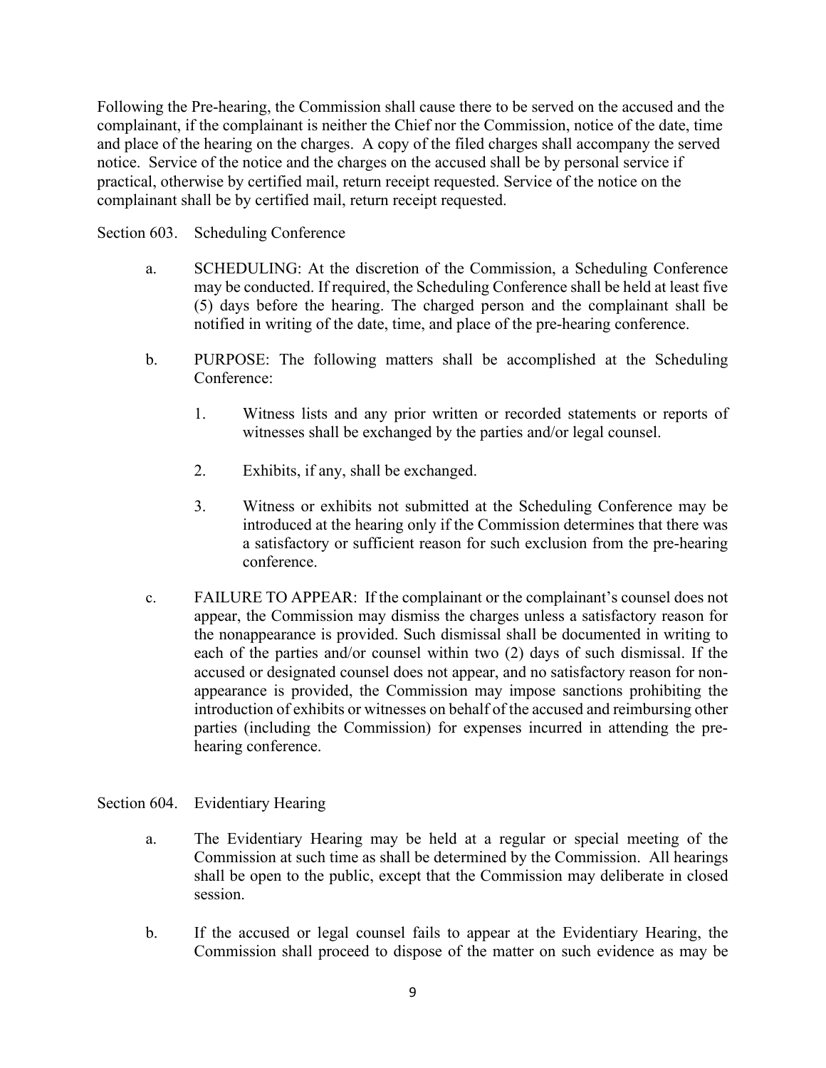Following the Pre-hearing, the Commission shall cause there to be served on the accused and the complainant, if the complainant is neither the Chief nor the Commission, notice of the date, time and place of the hearing on the charges. A copy of the filed charges shall accompany the served notice. Service of the notice and the charges on the accused shall be by personal service if practical, otherwise by certified mail, return receipt requested. Service of the notice on the complainant shall be by certified mail, return receipt requested.

Section 603. Scheduling Conference

a. SCHEDULING: At the discretion of the Commission, a Scheduling Conference may be conducted. If required, the Scheduling Conference shall be held at least five (5) days before the hearing. The charged person and the complainant shall be notified in writing of the date, time, and place of the pre-hearing conference.

b. PURPOSE: The following matters shall be accomplished at the Scheduling Conference:

   1. Witness lists and any prior written or recorded statements or reports of witnesses shall be exchanged by the parties and/or legal counsel.

   2. Exhibits, if any, shall be exchanged.

   3. Witness or exhibits not submitted at the Scheduling Conference may be introduced at the hearing only if the Commission determines that there was a satisfactory or sufficient reason for such exclusion from the pre-hearing conference.

c. FAILURE TO APPEAR: If the complainant or the complainant's counsel does not appear, the Commission may dismiss the charges unless a satisfactory reason for the nonappearance is provided. Such dismissal shall be documented in writing to each of the parties and/or counsel within two (2) days of such dismissal. If the accused or designated counsel does not appear, and no satisfactory reason for non-appearance is provided, the Commission may impose sanctions prohibiting the introduction of exhibits or witnesses on behalf of the accused and reimbursing other parties (including the Commission) for expenses incurred in attending the pre-hearing conference.

Section 604. Evidentiary Hearing

a. The Evidentiary Hearing may be held at a regular or special meeting of the Commission at such time as shall be determined by the Commission. All hearings shall be open to the public, except that the Commission may deliberate in closed session.

b. If the accused or legal counsel fails to appear at the Evidentiary Hearing, the Commission shall proceed to dispose of the matter on such evidence as may be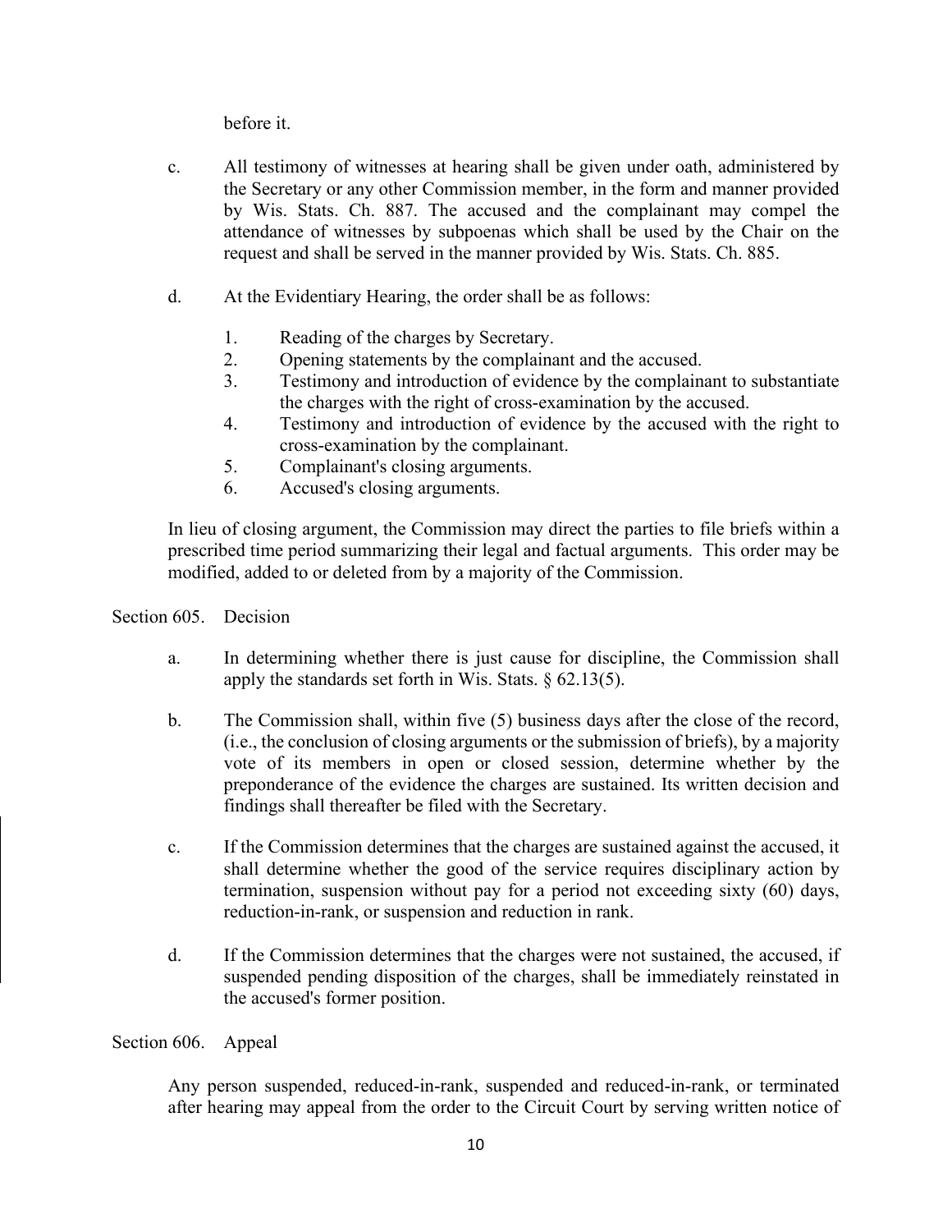before it.

c. All testimony of witnesses at hearing shall be given under oath, administered by the Secretary or any other Commission member, in the form and manner provided by Wis. Stats. Ch. 887. The accused and the complainant may compel the attendance of witnesses by subpoenas which shall be used by the Chair on the request and shall be served in the manner provided by Wis. Stats. Ch. 885.

d. At the Evidentiary Hearing, the order shall be as follows:

1. Reading of the charges by Secretary.
2. Opening statements by the complainant and the accused.
3. Testimony and introduction of evidence by the complainant to substantiate the charges with the right of cross-examination by the accused.
4. Testimony and introduction of evidence by the accused with the right to cross-examination by the complainant.
5. Complainant's closing arguments.
6. Accused's closing arguments.

In lieu of closing argument, the Commission may direct the parties to file briefs within a prescribed time period summarizing their legal and factual arguments. This order may be modified, added to or deleted from by a majority of the Commission.

Section 605. Decision

a. In determining whether there is just cause for discipline, the Commission shall apply the standards set forth in Wis. Stats. § 62.13(5).

b. The Commission shall, within five (5) business days after the close of the record, (i.e., the conclusion of closing arguments or the submission of briefs), by a majority vote of its members in open or closed session, determine whether by the preponderance of the evidence the charges are sustained. Its written decision and findings shall thereafter be filed with the Secretary.

c. If the Commission determines that the charges are sustained against the accused, it shall determine whether the good of the service requires disciplinary action by termination, suspension without pay for a period not exceeding sixty (60) days, reduction-in-rank, or suspension and reduction in rank.

d. If the Commission determines that the charges were not sustained, the accused, if suspended pending disposition of the charges, shall be immediately reinstated in the accused's former position.

Section 606. Appeal

Any person suspended, reduced-in-rank, suspended and reduced-in-rank, or terminated after hearing may appeal from the order to the Circuit Court by serving written notice of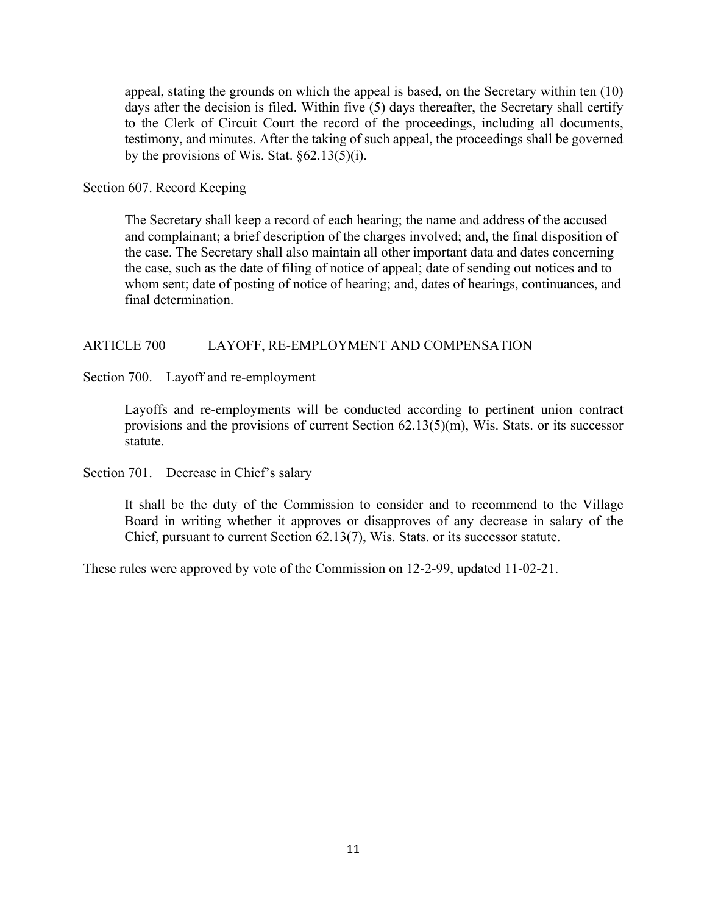appeal, stating the grounds on which the appeal is based, on the Secretary within ten (10) days after the decision is filed. Within five (5) days thereafter, the Secretary shall certify to the Clerk of Circuit Court the record of the proceedings, including all documents, testimony, and minutes. After the taking of such appeal, the proceedings shall be governed by the provisions of Wis. Stat. §62.13(5)(i).

Section 607. Record Keeping

The Secretary shall keep a record of each hearing; the name and address of the accused and complainant; a brief description of the charges involved; and, the final disposition of the case. The Secretary shall also maintain all other important data and dates concerning the case, such as the date of filing of notice of appeal; date of sending out notices and to whom sent; date of posting of notice of hearing; and, dates of hearings, continuances, and final determination.

## ARTICLE 700 LAYOFF, RE-EMPLOYMENT AND COMPENSATION

Section 700. Layoff and re-employment

Layoffs and re-employments will be conducted according to pertinent union contract provisions and the provisions of current Section 62.13(5)(m), Wis. Stats. or its successor statute.

Section 701. Decrease in Chief's salary

It shall be the duty of the Commission to consider and to recommend to the Village Board in writing whether it approves or disapproves of any decrease in salary of the Chief, pursuant to current Section 62.13(7), Wis. Stats. or its successor statute.

These rules were approved by vote of the Commission on 12-2-99, updated 11-02-21.